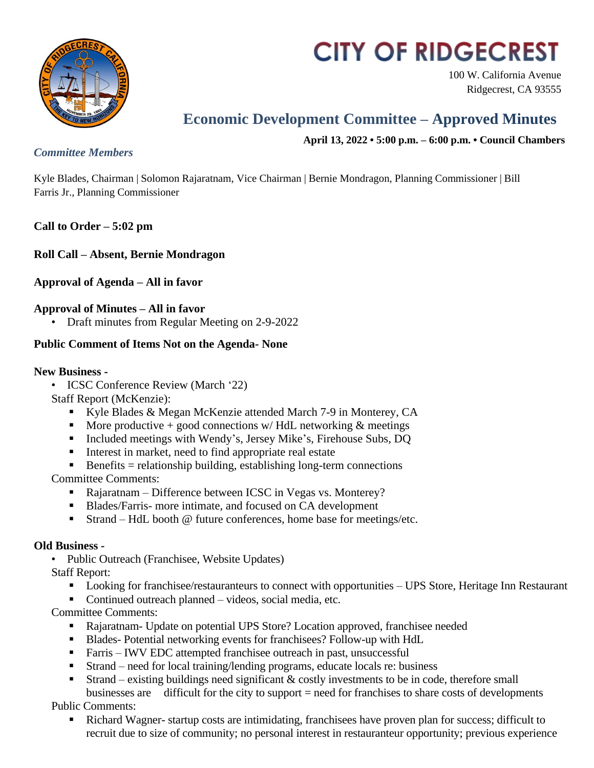# CITY OF RIDGECREST

100 W. California Avenue
Ridgecrest, CA 93555

## Economic Development Committee – Approved Minutes

**April 13, 2022 • 5:00 p.m. – 6:00 p.m. • Council Chambers**

*Committee Members*

Kyle Blades, Chairman | Solomon Rajaratnam, Vice Chairman | Bernie Mondragon, Planning Commissioner | Bill Farris Jr., Planning Commissioner

**Call to Order – 5:02 pm**

**Roll Call – Absent, Bernie Mondragon**

**Approval of Agenda – All in favor**

**Approval of Minutes – All in favor**

- Draft minutes from Regular Meeting on 2-9-2022

**Public Comment of Items Not on the Agenda- None**

**New Business -**

- ICSC Conference Review (March '22)

Staff Report (McKenzie):

- Kyle Blades & Megan McKenzie attended March 7-9 in Monterey, CA
- More productive + good connections w/ HdL networking & meetings
- Included meetings with Wendy's, Jersey Mike's, Firehouse Subs, DQ
- Interest in market, need to find appropriate real estate
- Benefits = relationship building, establishing long-term connections

Committee Comments:

- Rajaratnam – Difference between ICSC in Vegas vs. Monterey?
- Blades/Farris- more intimate, and focused on CA development
- Strand – HdL booth @ future conferences, home base for meetings/etc.

**Old Business -**

- Public Outreach (Franchisee, Website Updates)

Staff Report:

- Looking for franchisee/restauranteurs to connect with opportunities – UPS Store, Heritage Inn Restaurant
- Continued outreach planned – videos, social media, etc.

Committee Comments:

- Rajaratnam- Update on potential UPS Store? Location approved, franchisee needed
- Blades- Potential networking events for franchisees? Follow-up with HdL
- Farris – IWV EDC attempted franchisee outreach in past, unsuccessful
- Strand – need for local training/lending programs, educate locals re: business
- Strand – existing buildings need significant & costly investments to be in code, therefore small businesses are difficult for the city to support = need for franchises to share costs of developments

Public Comments:

- Richard Wagner- startup costs are intimidating, franchisees have proven plan for success; difficult to recruit due to size of community; no personal interest in restauranteur opportunity; previous experience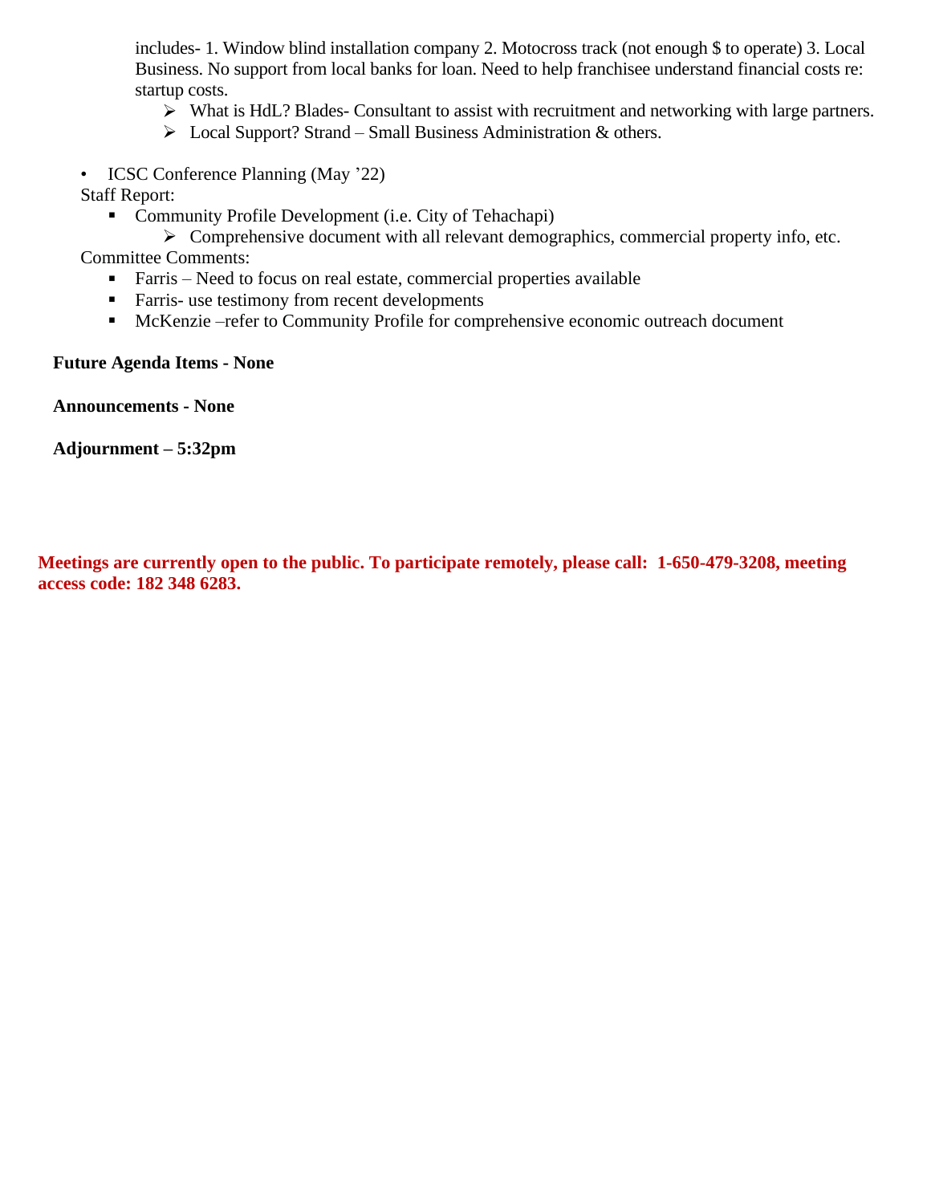includes- 1. Window blind installation company 2. Motocross track (not enough $ to operate) 3. Local Business. No support from local banks for loan. Need to help franchisee understand financial costs re: startup costs.

  - What is HdL? Blades- Consultant to assist with recruitment and networking with large partners.
  - Local Support? Strand – Small Business Administration & others.

- ICSC Conference Planning (May ’22)

Staff Report:

- Community Profile Development (i.e. City of Tehachapi)
  - Comprehensive document with all relevant demographics, commercial property info, etc.

Committee Comments:

- Farris – Need to focus on real estate, commercial properties available
- Farris- use testimony from recent developments
- McKenzie –refer to Community Profile for comprehensive economic outreach document

**Future Agenda Items - None**

**Announcements - None**

**Adjournment – 5:32pm**

**Meetings are currently open to the public. To participate remotely, please call: 1-650-479-3208, meeting access code: 182 348 6283.**